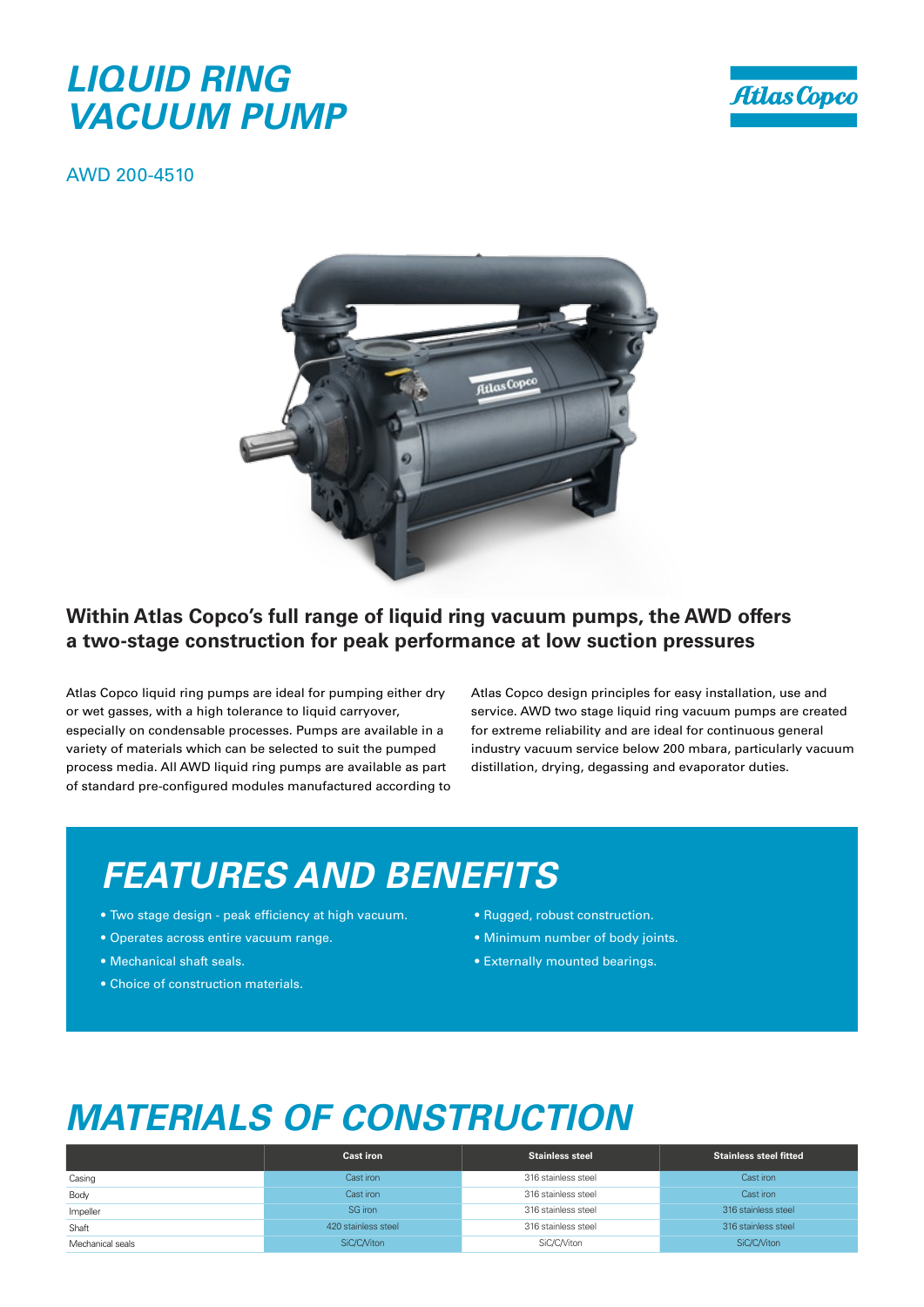# LIQUID RING VACUUM PUMP

AWD 200-4510

**Within Atlas Copco's full range of liquid ring vacuum pumps, the AWD offers a two-stage construction for peak performance at low suction pressures**

Atlas Copco liquid ring pumps are ideal for pumping either dry or wet gasses, with a high tolerance to liquid carryover, especially on condensable processes. Pumps are available in a variety of materials which can be selected to suit the pumped process media. All AWD liquid ring pumps are available as part of standard pre-configured modules manufactured according to Atlas Copco design principles for easy installation, use and service. AWD two stage liquid ring vacuum pumps are created for extreme reliability and are ideal for continuous general industry vacuum service below 200 mbara, particularly vacuum distillation, drying, degassing and evaporator duties.

## FEATURES AND BENEFITS

- Two stage design - peak efficiency at high vacuum.
- Operates across entire vacuum range.
- Mechanical shaft seals.
- Choice of construction materials.
- Rugged, robust construction.
- Minimum number of body joints.
- Externally mounted bearings.

## MATERIALS OF CONSTRUCTION

| | Cast iron | Stainless steel | Stainless steel fitted |
|---|---|---|---|
| Casing | Cast iron | 316 stainless steel | Cast iron |
| Body | Cast iron | 316 stainless steel | Cast iron |
| Impeller | SG iron | 316 stainless steel | 316 stainless steel |
| Shaft | 420 stainless steel | 316 stainless steel | 316 stainless steel |
| Mechanical seals | SiC/C/Viton | SiC/C/Viton | SiC/C/Viton |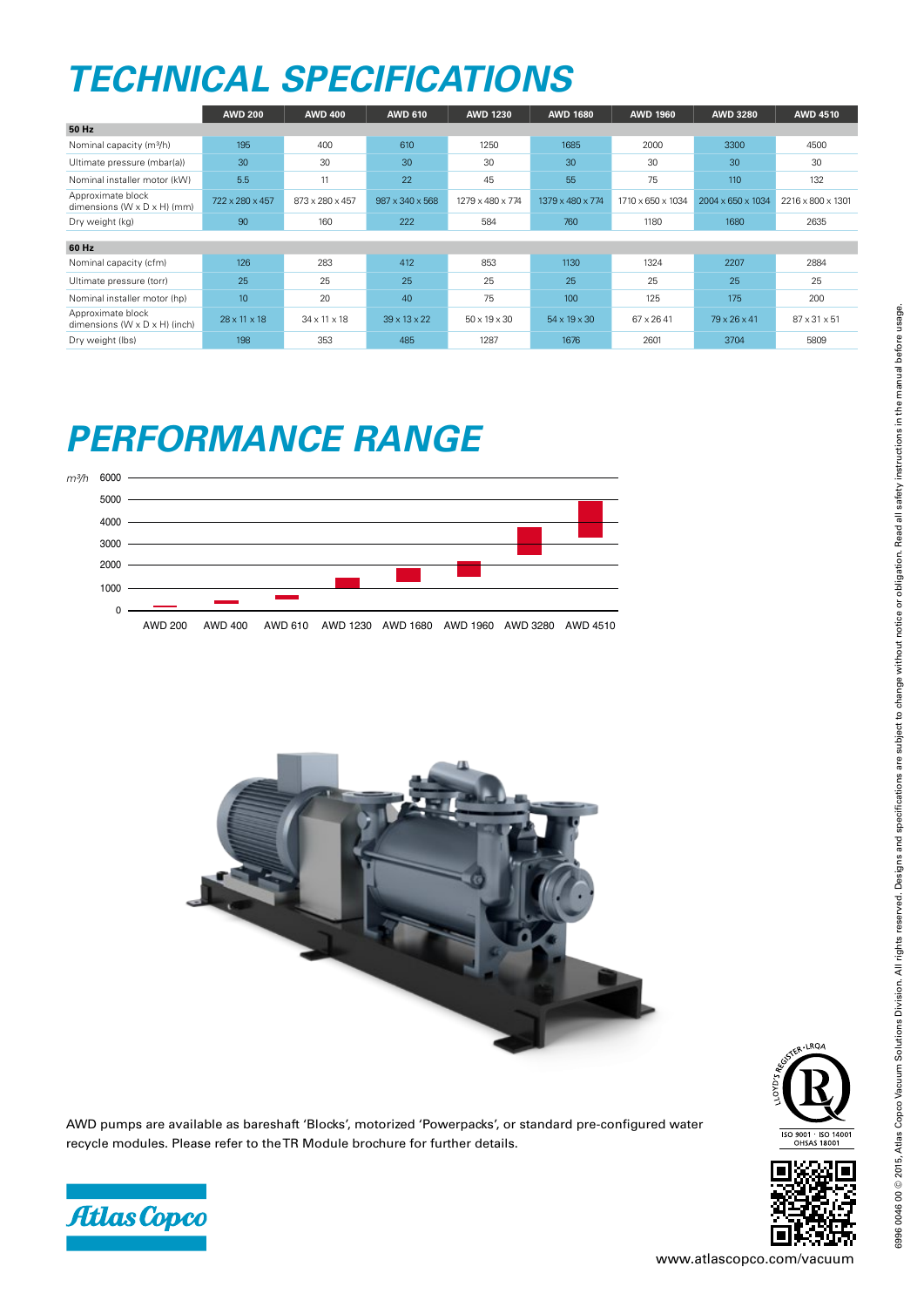# TECHNICAL SPECIFICATIONS

| | AWD 200 | AWD 400 | AWD 610 | AWD 1230 | AWD 1680 | AWD 1960 | AWD 3280 | AWD 4510 |
|---|---|---|---|---|---|---|---|---|
| **50 Hz** | | | | | | | | |
| Nominal capacity ($m^3/h$) | 195 | 400 | 610 | 1250 | 1685 | 2000 | 3300 | 4500 |
| Ultimate pressure (mbar(a)) | 30 | 30 | 30 | 30 | 30 | 30 | 30 | 30 |
| Nominal installer motor (kW) | 5.5 | 11 | 22 | 45 | 55 | 75 | 110 | 132 |
| Approximate block dimensions (W x D x H) (mm) | 722 x 280 x 457 | 873 x 280 x 457 | 987 x 340 x 568 | 1279 x 480 x 774 | 1379 x 480 x 774 | 1710 x 650 x 1034 | 2004 x 650 x 1034 | 2216 x 800 x 1301 |
| Dry weight (kg) | 90 | 160 | 222 | 584 | 760 | 1180 | 1680 | 2635 |
| **60 Hz** | | | | | | | | |
| Nominal capacity (cfm) | 126 | 283 | 412 | 853 | 1130 | 1324 | 2207 | 2884 |
| Ultimate pressure (torr) | 25 | 25 | 25 | 25 | 25 | 25 | 25 | 25 |
| Nominal installer motor (hp) | 10 | 20 | 40 | 75 | 100 | 125 | 175 | 200 |
| Approximate block dimensions (W x D x H) (inch) | 28 x 11 x 18 | 34 x 11 x 18 | 39 x 13 x 22 | 50 x 19 x 30 | 54 x 19 x 30 | 67 x 26 41 | 79 x 26 x 41 | 87 x 31 x 51 |
| Dry weight (lbs) | 198 | 353 | 485 | 1287 | 1676 | 2601 | 3704 | 5809 |

# PERFORMANCE RANGE

$m^3/h$
6000
5000
4000
3000
2000
1000
0

AWD 200 AWD 400 AWD 610 AWD 1230 AWD 1680 AWD 1960 AWD 3280 AWD 4510

AWD pumps are available as bareshaft 'Blocks', motorized 'Powerpacks', or standard pre-configured water recycle modules. Please refer to the TR Module brochure for further details.

LLOYD'S REGISTER LRQA
ISO 9001 · ISO 14001
OHSAS 18001

www.atlascopco.com/vacuum

6996 0046 00 © 2015, Atlas Copco Vacuum Solutions Division. All rights reserved. Designs and specifications are subject to change without notice or obligation. Read all safety instructions in the manual before usage.